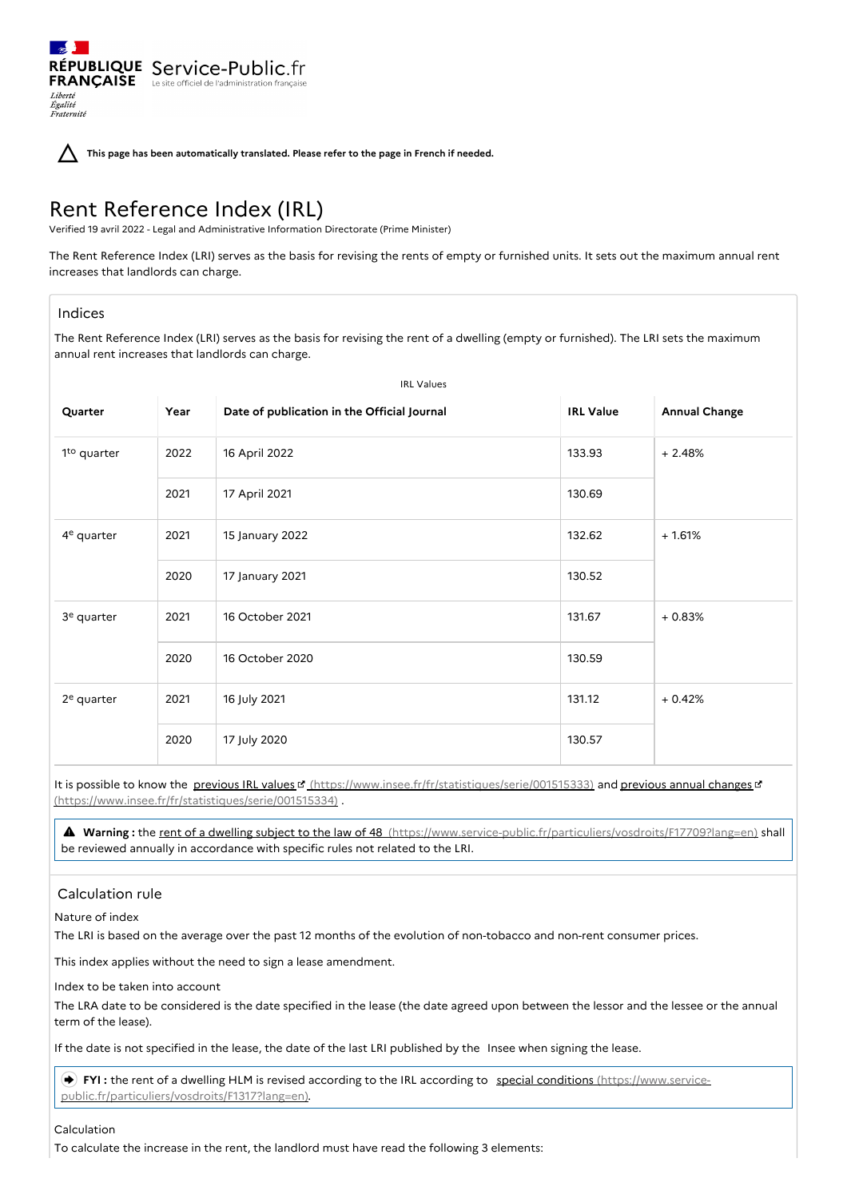RÉPUBLIQUE FRANÇAISE
*Liberté*
*Égalité*
*Fraternité*

Service-Public.fr
Le site officiel de l'administration française

**This page has been automatically translated. Please refer to the page in French if needed.**

# Rent Reference Index (IRL)

Verified 19 avril 2022 - Legal and Administrative Information Directorate (Prime Minister)

The Rent Reference Index (LRI) serves as the basis for revising the rents of empty or furnished units. It sets out the maximum annual rent increases that landlords can charge.

## Indices

The Rent Reference Index (LRI) serves as the basis for revising the rent of a dwelling (empty or furnished). The LRI sets the maximum annual rent increases that landlords can charge.

IRL Values

| Quarter | Year | Date of publication in the Official Journal | IRL Value | Annual Change |
|---|---|---|---|---|
| 1to quarter | 2022 | 16 April 2022 | 133.93 | + 2.48% |
| | 2021 | 17 April 2021 | 130.69 | |
| 4e quarter | 2021 | 15 January 2022 | 132.62 | + 1.61% |
| | 2020 | 17 January 2021 | 130.52 | |
| 3e quarter | 2021 | 16 October 2021 | 131.67 | + 0.83% |
| | 2020 | 16 October 2020 | 130.59 | |
| 2e quarter | 2021 | 16 July 2021 | 131.12 | + 0.42% |
| | 2020 | 17 July 2020 | 130.57 | |

It is possible to know the previous IRL values (https://www.insee.fr/fr/statistiques/serie/001515333) and previous annual changes (https://www.insee.fr/fr/statistiques/serie/001515334) .

**Warning :** the rent of a dwelling subject to the law of 48 (https://www.service-public.fr/particuliers/vosdroits/F17709?lang=en) shall be reviewed annually in accordance with specific rules not related to the LRI.

## Calculation rule

Nature of index

The LRI is based on the average over the past 12 months of the evolution of non-tobacco and non-rent consumer prices.

This index applies without the need to sign a lease amendment.

Index to be taken into account

The LRA date to be considered is the date specified in the lease (the date agreed upon between the lessor and the lessee or the annual term of the lease).

If the date is not specified in the lease, the date of the last LRI published by the Insee when signing the lease.

**FYI :** the rent of a dwelling HLM is revised according to the IRL according to special conditions (https://www.service-public.fr/particuliers/vosdroits/F1317?lang=en).

Calculation

To calculate the increase in the rent, the landlord must have read the following 3 elements: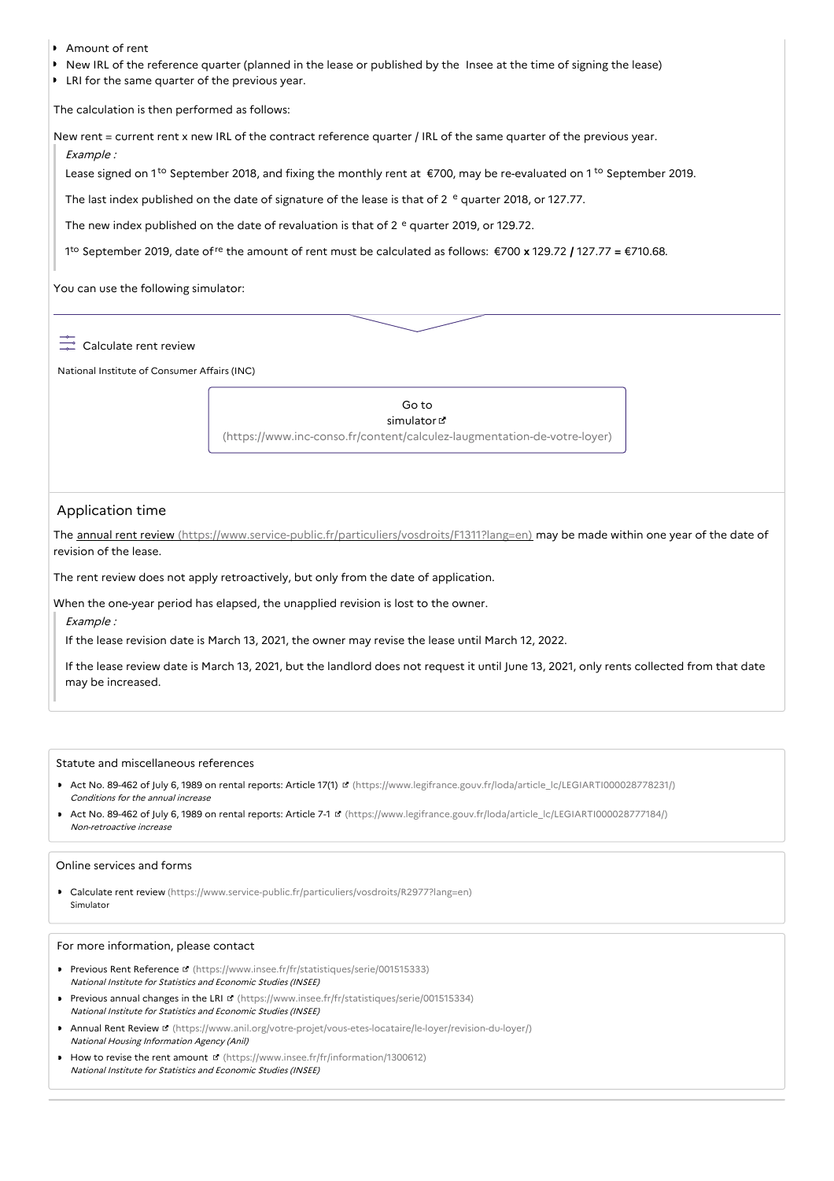- Amount of rent
- New IRL of the reference quarter (planned in the lease or published by the Insee at the time of signing the lease)
- LRI for the same quarter of the previous year.

The calculation is then performed as follows:

New rent = current rent x new IRL of the contract reference quarter / IRL of the same quarter of the previous year.

> *Example :*
>
> Lease signed on 1[to] September 2018, and fixing the monthly rent at €700, may be re-evaluated on 1 [to] September 2019.
>
> The last index published on the date of signature of the lease is that of 2 [e] quarter 2018, or 127.77.
>
> The new index published on the date of revaluation is that of 2 [e] quarter 2019, or 129.72.
>
> 1[to] September 2019, date of[re] the amount of rent must be calculated as follows: €700 **x** 129.72 **/** 127.77 **=** €710.68.

You can use the following simulator:

Calculate rent review

National Institute of Consumer Affairs (INC)

Go to simulator (https://www.inc-conso.fr/content/calculez-laugmentation-de-votre-loyer)

## Application time

The annual rent review (https://www.service-public.fr/particuliers/vosdroits/F1311?lang=en) may be made within one year of the date of revision of the lease.

The rent review does not apply retroactively, but only from the date of application.

When the one-year period has elapsed, the unapplied revision is lost to the owner.

> *Example :*
>
> If the lease revision date is March 13, 2021, the owner may revise the lease until March 12, 2022.
>
> If the lease review date is March 13, 2021, but the landlord does not request it until June 13, 2021, only rents collected from that date may be increased.

### Statute and miscellaneous references

- Act No. 89-462 of July 6, 1989 on rental reports: Article 17(1) (https://www.legifrance.gouv.fr/loda/article_lc/LEGIARTI000028778231/)
  *Conditions for the annual increase*
- Act No. 89-462 of July 6, 1989 on rental reports: Article 7-1 (https://www.legifrance.gouv.fr/loda/article_lc/LEGIARTI000028777184/)
  *Non-retroactive increase*

### Online services and forms

- Calculate rent review (https://www.service-public.fr/particuliers/vosdroits/R2977?lang=en)
  Simulator

### For more information, please contact

- Previous Rent Reference (https://www.insee.fr/fr/statistiques/serie/001515333)
  *National Institute for Statistics and Economic Studies (INSEE)*
- Previous annual changes in the LRI (https://www.insee.fr/fr/statistiques/serie/001515334)
  *National Institute for Statistics and Economic Studies (INSEE)*
- Annual Rent Review (https://www.anil.org/votre-projet/vous-etes-locataire/le-loyer/revision-du-loyer/)
  *National Housing Information Agency (Anil)*
- How to revise the rent amount (https://www.insee.fr/fr/information/1300612)
  *National Institute for Statistics and Economic Studies (INSEE)*